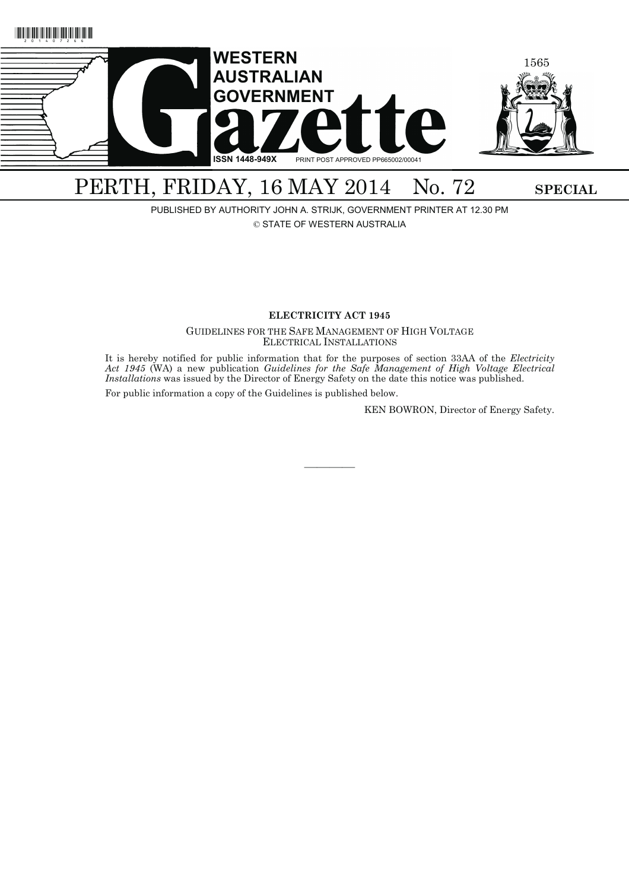# WESTERN AUSTRALIAN GOVERNMENT Gazette

ISSN 1448-949X PRINT POST APPROVED PP665002/00041

## PERTH, FRIDAY, 16 MAY 2014 No. 72 SPECIAL

PUBLISHED BY AUTHORITY JOHN A. STRIJK, GOVERNMENT PRINTER AT 12.30 PM

© STATE OF WESTERN AUSTRALIA

**ELECTRICITY ACT 1945**

GUIDELINES FOR THE SAFE MANAGEMENT OF HIGH VOLTAGE ELECTRICAL INSTALLATIONS

It is hereby notified for public information that for the purposes of section 33AA of the *Electricity Act 1945* (WA) a new publication *Guidelines for the Safe Management of High Voltage Electrical Installations* was issued by the Director of Energy Safety on the date this notice was published.

For public information a copy of the Guidelines is published below.

KEN BOWRON, Director of Energy Safety.

———————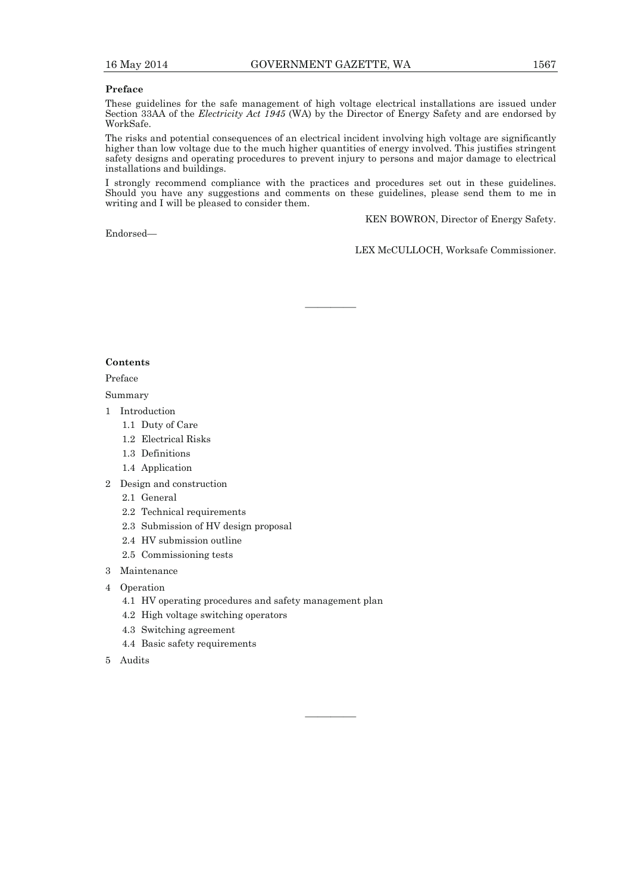## Preface

These guidelines for the safe management of high voltage electrical installations are issued under Section 33AA of the *Electricity Act 1945* (WA) by the Director of Energy Safety and are endorsed by WorkSafe.

The risks and potential consequences of an electrical incident involving high voltage are significantly higher than low voltage due to the much higher quantities of energy involved. This justifies stringent safety designs and operating procedures to prevent injury to persons and major damage to electrical installations and buildings.

I strongly recommend compliance with the practices and procedures set out in these guidelines. Should you have any suggestions and comments on these guidelines, please send them to me in writing and I will be pleased to consider them.

KEN BOWRON, Director of Energy Safety.

Endorsed—

LEX McCULLOCH, Worksafe Commissioner.

---

## Contents

Preface

Summary

1 Introduction
   - 1.1 Duty of Care
   - 1.2 Electrical Risks
   - 1.3 Definitions
   - 1.4 Application

2 Design and construction
   - 2.1 General
   - 2.2 Technical requirements
   - 2.3 Submission of HV design proposal
   - 2.4 HV submission outline
   - 2.5 Commissioning tests

3 Maintenance

4 Operation
   - 4.1 HV operating procedures and safety management plan
   - 4.2 High voltage switching operators
   - 4.3 Switching agreement
   - 4.4 Basic safety requirements

5 Audits

---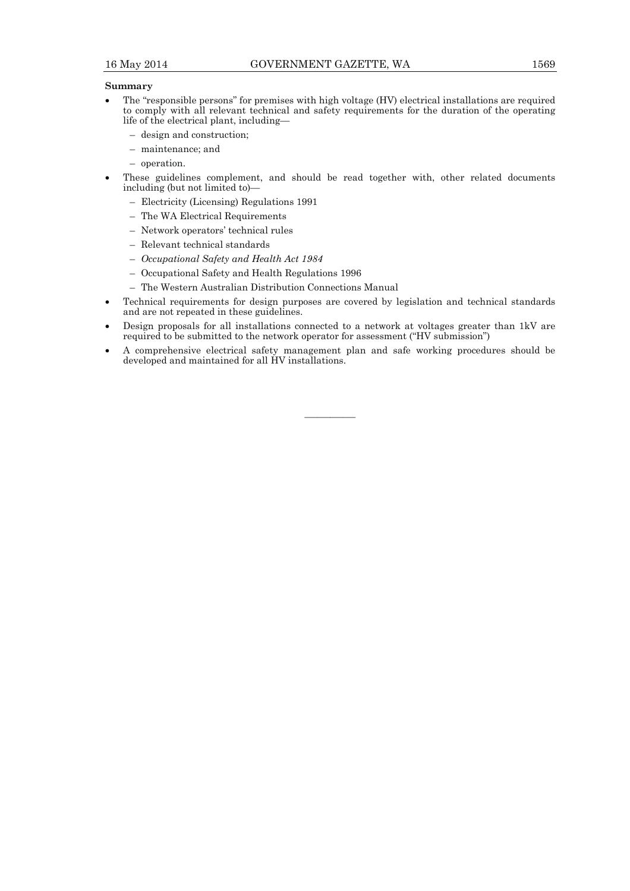**Summary**

- The "responsible persons" for premises with high voltage (HV) electrical installations are required to comply with all relevant technical and safety requirements for the duration of the operating life of the electrical plant, including—
  - design and construction;
  - maintenance; and
  - operation.
- These guidelines complement, and should be read together with, other related documents including (but not limited to)—
  - Electricity (Licensing) Regulations 1991
  - The WA Electrical Requirements
  - Network operators' technical rules
  - Relevant technical standards
  - *Occupational Safety and Health Act 1984*
  - Occupational Safety and Health Regulations 1996
  - The Western Australian Distribution Connections Manual
- Technical requirements for design purposes are covered by legislation and technical standards and are not repeated in these guidelines.
- Design proposals for all installations connected to a network at voltages greater than 1kV are required to be submitted to the network operator for assessment ("HV submission")
- A comprehensive electrical safety management plan and safe working procedures should be developed and maintained for all HV installations.

---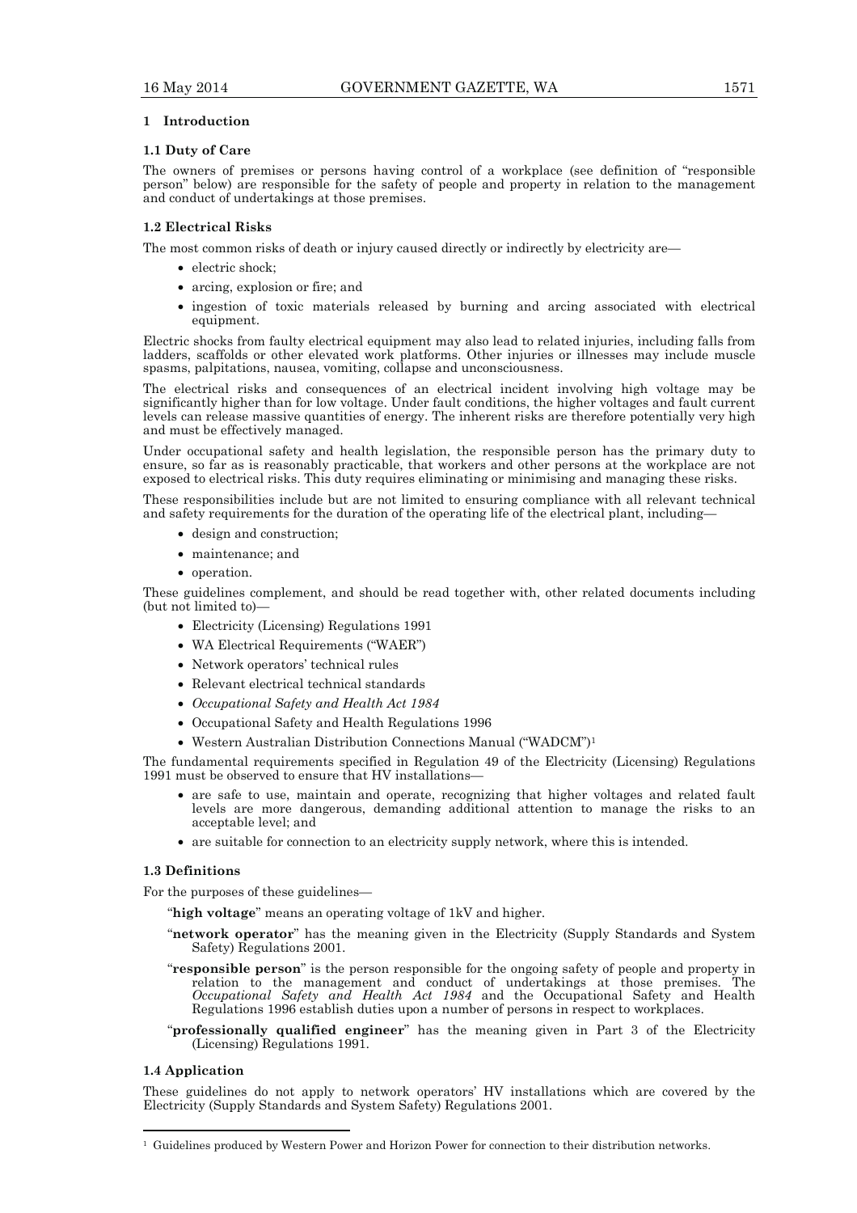## 1 Introduction

### 1.1 Duty of Care

The owners of premises or persons having control of a workplace (see definition of "responsible person" below) are responsible for the safety of people and property in relation to the management and conduct of undertakings at those premises.

### 1.2 Electrical Risks

The most common risks of death or injury caused directly or indirectly by electricity are—

- electric shock;
- arcing, explosion or fire; and
- ingestion of toxic materials released by burning and arcing associated with electrical equipment.

Electric shocks from faulty electrical equipment may also lead to related injuries, including falls from ladders, scaffolds or other elevated work platforms. Other injuries or illnesses may include muscle spasms, palpitations, nausea, vomiting, collapse and unconsciousness.

The electrical risks and consequences of an electrical incident involving high voltage may be significantly higher than for low voltage. Under fault conditions, the higher voltages and fault current levels can release massive quantities of energy. The inherent risks are therefore potentially very high and must be effectively managed.

Under occupational safety and health legislation, the responsible person has the primary duty to ensure, so far as is reasonably practicable, that workers and other persons at the workplace are not exposed to electrical risks. This duty requires eliminating or minimising and managing these risks.

These responsibilities include but are not limited to ensuring compliance with all relevant technical and safety requirements for the duration of the operating life of the electrical plant, including—

- design and construction;
- maintenance; and
- operation.

These guidelines complement, and should be read together with, other related documents including (but not limited to)—

- Electricity (Licensing) Regulations 1991
- WA Electrical Requirements ("WAER")
- Network operators' technical rules
- Relevant electrical technical standards
- *Occupational Safety and Health Act 1984*
- Occupational Safety and Health Regulations 1996
- Western Australian Distribution Connections Manual ("WADCM")[1]

The fundamental requirements specified in Regulation 49 of the Electricity (Licensing) Regulations 1991 must be observed to ensure that HV installations—

- are safe to use, maintain and operate, recognizing that higher voltages and related fault levels are more dangerous, demanding additional attention to manage the risks to an acceptable level; and
- are suitable for connection to an electricity supply network, where this is intended.

### 1.3 Definitions

For the purposes of these guidelines—

"**high voltage**" means an operating voltage of 1kV and higher.

"**network operator**" has the meaning given in the Electricity (Supply Standards and System Safety) Regulations 2001.

"**responsible person**" is the person responsible for the ongoing safety of people and property in relation to the management and conduct of undertakings at those premises. The *Occupational Safety and Health Act 1984* and the Occupational Safety and Health Regulations 1996 establish duties upon a number of persons in respect to workplaces.

"**professionally qualified engineer**" has the meaning given in Part 3 of the Electricity (Licensing) Regulations 1991.

### 1.4 Application

These guidelines do not apply to network operators' HV installations which are covered by the Electricity (Supply Standards and System Safety) Regulations 2001.

---

[1] Guidelines produced by Western Power and Horizon Power for connection to their distribution networks.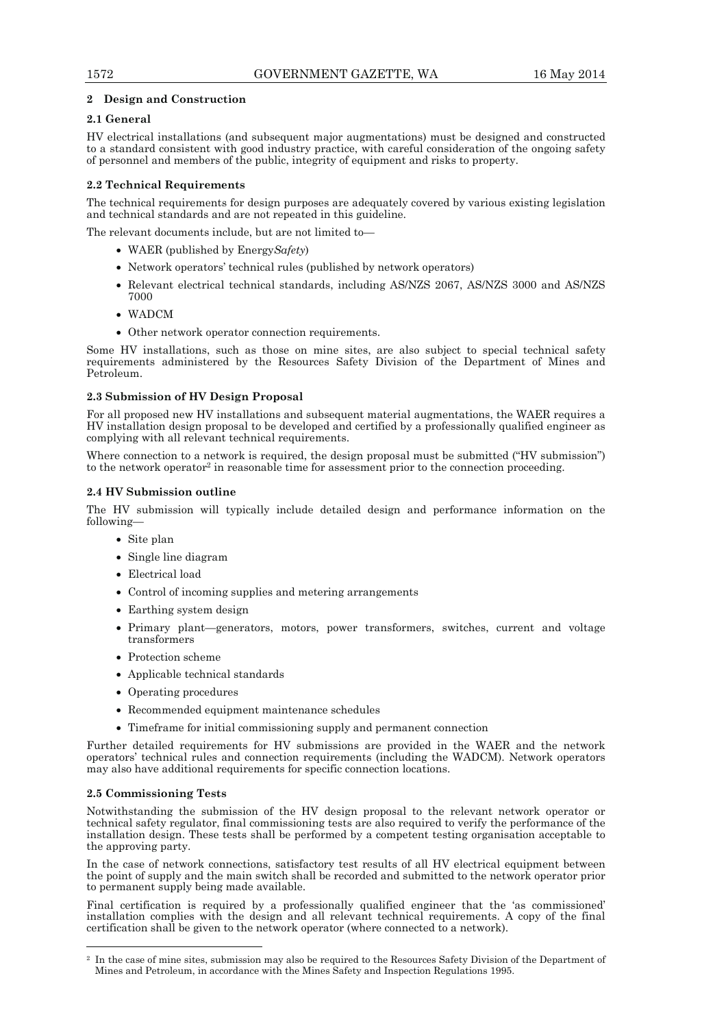## 2 Design and Construction

### 2.1 General

HV electrical installations (and subsequent major augmentations) must be designed and constructed to a standard consistent with good industry practice, with careful consideration of the ongoing safety of personnel and members of the public, integrity of equipment and risks to property.

### 2.2 Technical Requirements

The technical requirements for design purposes are adequately covered by various existing legislation and technical standards and are not repeated in this guideline.

The relevant documents include, but are not limited to—

- WAER (published by Energy*Safety*)
- Network operators' technical rules (published by network operators)
- Relevant electrical technical standards, including AS/NZS 2067, AS/NZS 3000 and AS/NZS 7000
- WADCM
- Other network operator connection requirements.

Some HV installations, such as those on mine sites, are also subject to special technical safety requirements administered by the Resources Safety Division of the Department of Mines and Petroleum.

### 2.3 Submission of HV Design Proposal

For all proposed new HV installations and subsequent material augmentations, the WAER requires a HV installation design proposal to be developed and certified by a professionally qualified engineer as complying with all relevant technical requirements.

Where connection to a network is required, the design proposal must be submitted ("HV submission") to the network operator[2] in reasonable time for assessment prior to the connection proceeding.

### 2.4 HV Submission outline

The HV submission will typically include detailed design and performance information on the following—

- Site plan
- Single line diagram
- Electrical load
- Control of incoming supplies and metering arrangements
- Earthing system design
- Primary plant—generators, motors, power transformers, switches, current and voltage transformers
- Protection scheme
- Applicable technical standards
- Operating procedures
- Recommended equipment maintenance schedules
- Timeframe for initial commissioning supply and permanent connection

Further detailed requirements for HV submissions are provided in the WAER and the network operators' technical rules and connection requirements (including the WADCM). Network operators may also have additional requirements for specific connection locations.

### 2.5 Commissioning Tests

Notwithstanding the submission of the HV design proposal to the relevant network operator or technical safety regulator, final commissioning tests are also required to verify the performance of the installation design. These tests shall be performed by a competent testing organisation acceptable to the approving party.

In the case of network connections, satisfactory test results of all HV electrical equipment between the point of supply and the main switch shall be recorded and submitted to the network operator prior to permanent supply being made available.

Final certification is required by a professionally qualified engineer that the 'as commissioned' installation complies with the design and all relevant technical requirements. A copy of the final certification shall be given to the network operator (where connected to a network).

---

[2] In the case of mine sites, submission may also be required to the Resources Safety Division of the Department of Mines and Petroleum, in accordance with the Mines Safety and Inspection Regulations 1995.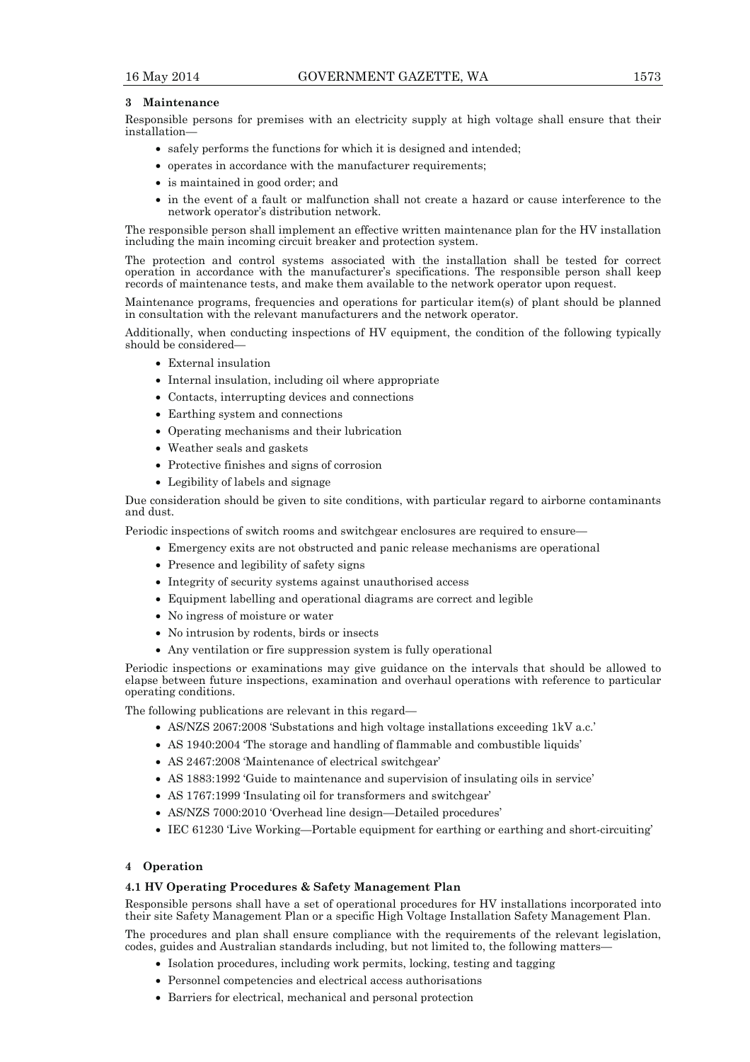## 3 Maintenance

Responsible persons for premises with an electricity supply at high voltage shall ensure that their installation—

- safely performs the functions for which it is designed and intended;
- operates in accordance with the manufacturer requirements;
- is maintained in good order; and
- in the event of a fault or malfunction shall not create a hazard or cause interference to the network operator's distribution network.

The responsible person shall implement an effective written maintenance plan for the HV installation including the main incoming circuit breaker and protection system.

The protection and control systems associated with the installation shall be tested for correct operation in accordance with the manufacturer's specifications. The responsible person shall keep records of maintenance tests, and make them available to the network operator upon request.

Maintenance programs, frequencies and operations for particular item(s) of plant should be planned in consultation with the relevant manufacturers and the network operator.

Additionally, when conducting inspections of HV equipment, the condition of the following typically should be considered—

- External insulation
- Internal insulation, including oil where appropriate
- Contacts, interrupting devices and connections
- Earthing system and connections
- Operating mechanisms and their lubrication
- Weather seals and gaskets
- Protective finishes and signs of corrosion
- Legibility of labels and signage

Due consideration should be given to site conditions, with particular regard to airborne contaminants and dust.

Periodic inspections of switch rooms and switchgear enclosures are required to ensure—

- Emergency exits are not obstructed and panic release mechanisms are operational
- Presence and legibility of safety signs
- Integrity of security systems against unauthorised access
- Equipment labelling and operational diagrams are correct and legible
- No ingress of moisture or water
- No intrusion by rodents, birds or insects
- Any ventilation or fire suppression system is fully operational

Periodic inspections or examinations may give guidance on the intervals that should be allowed to elapse between future inspections, examination and overhaul operations with reference to particular operating conditions.

The following publications are relevant in this regard—

- AS/NZS 2067:2008 'Substations and high voltage installations exceeding 1kV a.c.'
- AS 1940:2004 'The storage and handling of flammable and combustible liquids'
- AS 2467:2008 'Maintenance of electrical switchgear'
- AS 1883:1992 'Guide to maintenance and supervision of insulating oils in service'
- AS 1767:1999 'Insulating oil for transformers and switchgear'
- AS/NZS 7000:2010 'Overhead line design—Detailed procedures'
- IEC 61230 'Live Working—Portable equipment for earthing or earthing and short-circuiting'

## 4 Operation

### 4.1 HV Operating Procedures & Safety Management Plan

Responsible persons shall have a set of operational procedures for HV installations incorporated into their site Safety Management Plan or a specific High Voltage Installation Safety Management Plan.

The procedures and plan shall ensure compliance with the requirements of the relevant legislation, codes, guides and Australian standards including, but not limited to, the following matters—

- Isolation procedures, including work permits, locking, testing and tagging
- Personnel competencies and electrical access authorisations
- Barriers for electrical, mechanical and personal protection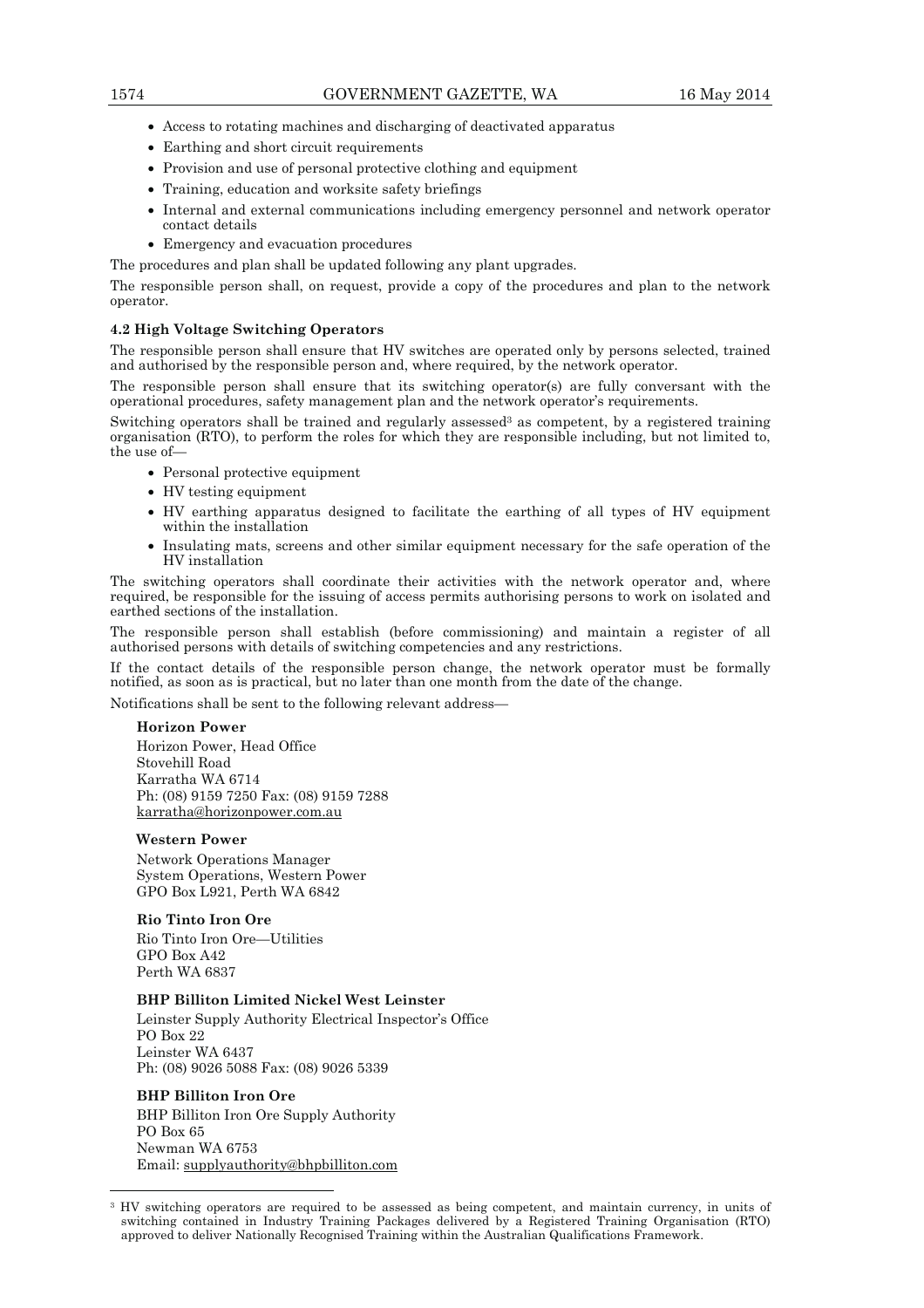- Access to rotating machines and discharging of deactivated apparatus
- Earthing and short circuit requirements
- Provision and use of personal protective clothing and equipment
- Training, education and worksite safety briefings
- Internal and external communications including emergency personnel and network operator contact details
- Emergency and evacuation procedures

The procedures and plan shall be updated following any plant upgrades.

The responsible person shall, on request, provide a copy of the procedures and plan to the network operator.

#### 4.2 High Voltage Switching Operators

The responsible person shall ensure that HV switches are operated only by persons selected, trained and authorised by the responsible person and, where required, by the network operator.

The responsible person shall ensure that its switching operator(s) are fully conversant with the operational procedures, safety management plan and the network operator's requirements.

Switching operators shall be trained and regularly assessed[3] as competent, by a registered training organisation (RTO), to perform the roles for which they are responsible including, but not limited to, the use of—

- Personal protective equipment
- HV testing equipment
- HV earthing apparatus designed to facilitate the earthing of all types of HV equipment within the installation
- Insulating mats, screens and other similar equipment necessary for the safe operation of the HV installation

The switching operators shall coordinate their activities with the network operator and, where required, be responsible for the issuing of access permits authorising persons to work on isolated and earthed sections of the installation.

The responsible person shall establish (before commissioning) and maintain a register of all authorised persons with details of switching competencies and any restrictions.

If the contact details of the responsible person change, the network operator must be formally notified, as soon as is practical, but no later than one month from the date of the change.

Notifications shall be sent to the following relevant address—

**Horizon Power**
Horizon Power, Head Office
Stovehill Road
Karratha WA 6714
Ph: (08) 9159 7250 Fax: (08) 9159 7288
karratha@horizonpower.com.au

**Western Power**
Network Operations Manager
System Operations, Western Power
GPO Box L921, Perth WA 6842

**Rio Tinto Iron Ore**
Rio Tinto Iron Ore—Utilities
GPO Box A42
Perth WA 6837

**BHP Billiton Limited Nickel West Leinster**
Leinster Supply Authority Electrical Inspector's Office
PO Box 22
Leinster WA 6437
Ph: (08) 9026 5088 Fax: (08) 9026 5339

**BHP Billiton Iron Ore**
BHP Billiton Iron Ore Supply Authority
PO Box 65
Newman WA 6753
Email: supplyauthority@bhpbilliton.com

---

[3] HV switching operators are required to be assessed as being competent, and maintain currency, in units of switching contained in Industry Training Packages delivered by a Registered Training Organisation (RTO) approved to deliver Nationally Recognised Training within the Australian Qualifications Framework.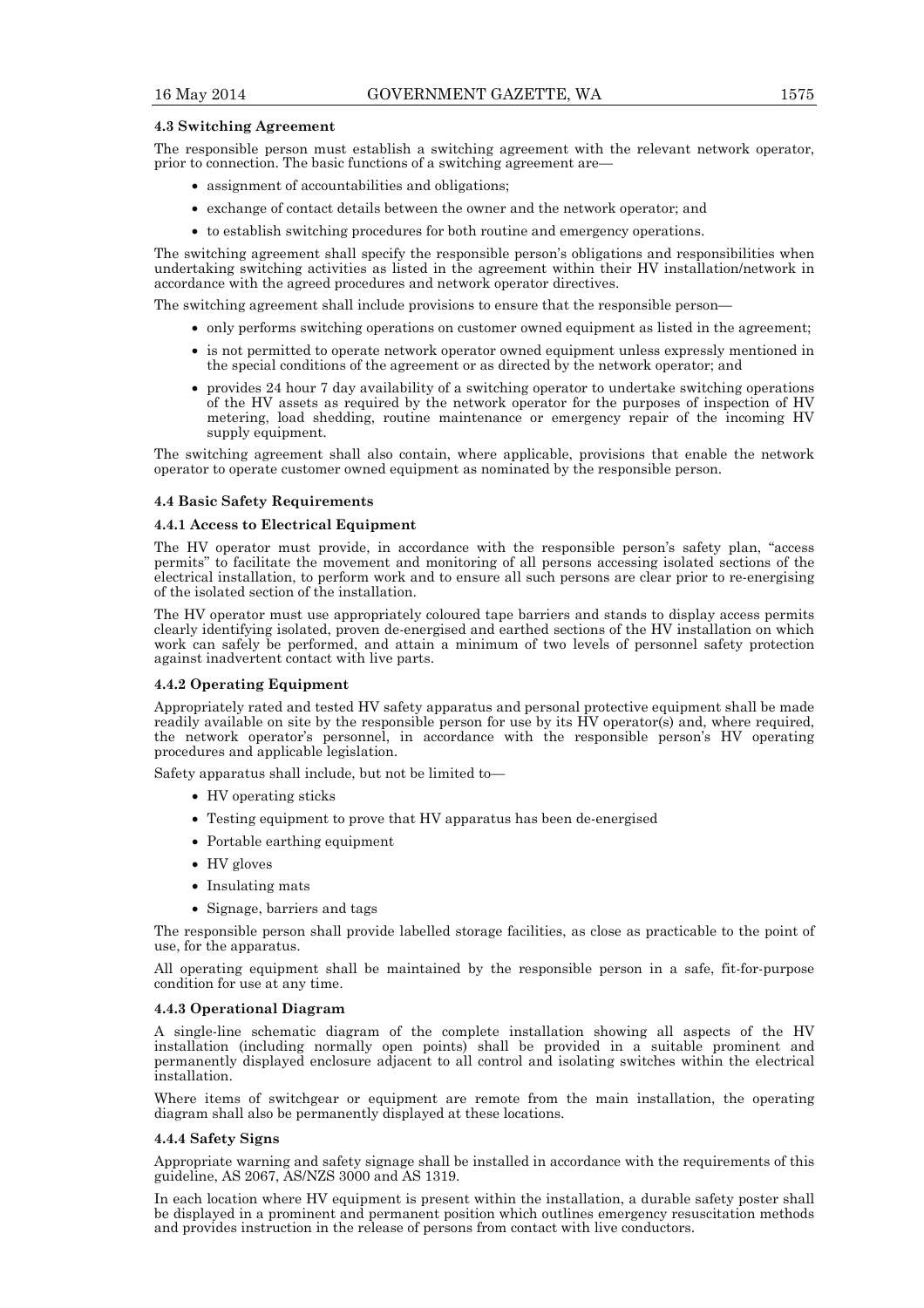### 4.3 Switching Agreement

The responsible person must establish a switching agreement with the relevant network operator, prior to connection. The basic functions of a switching agreement are—

- assignment of accountabilities and obligations;
- exchange of contact details between the owner and the network operator; and
- to establish switching procedures for both routine and emergency operations.

The switching agreement shall specify the responsible person's obligations and responsibilities when undertaking switching activities as listed in the agreement within their HV installation/network in accordance with the agreed procedures and network operator directives.

The switching agreement shall include provisions to ensure that the responsible person—

- only performs switching operations on customer owned equipment as listed in the agreement;
- is not permitted to operate network operator owned equipment unless expressly mentioned in the special conditions of the agreement or as directed by the network operator; and
- provides 24 hour 7 day availability of a switching operator to undertake switching operations of the HV assets as required by the network operator for the purposes of inspection of HV metering, load shedding, routine maintenance or emergency repair of the incoming HV supply equipment.

The switching agreement shall also contain, where applicable, provisions that enable the network operator to operate customer owned equipment as nominated by the responsible person.

### 4.4 Basic Safety Requirements

#### 4.4.1 Access to Electrical Equipment

The HV operator must provide, in accordance with the responsible person's safety plan, "access permits" to facilitate the movement and monitoring of all persons accessing isolated sections of the electrical installation, to perform work and to ensure all such persons are clear prior to re-energising of the isolated section of the installation.

The HV operator must use appropriately coloured tape barriers and stands to display access permits clearly identifying isolated, proven de-energised and earthed sections of the HV installation on which work can safely be performed, and attain a minimum of two levels of personnel safety protection against inadvertent contact with live parts.

#### 4.4.2 Operating Equipment

Appropriately rated and tested HV safety apparatus and personal protective equipment shall be made readily available on site by the responsible person for use by its HV operator(s) and, where required, the network operator's personnel, in accordance with the responsible person's HV operating procedures and applicable legislation.

Safety apparatus shall include, but not be limited to—

- HV operating sticks
- Testing equipment to prove that HV apparatus has been de-energised
- Portable earthing equipment
- HV gloves
- Insulating mats
- Signage, barriers and tags

The responsible person shall provide labelled storage facilities, as close as practicable to the point of use, for the apparatus.

All operating equipment shall be maintained by the responsible person in a safe, fit-for-purpose condition for use at any time.

#### 4.4.3 Operational Diagram

A single-line schematic diagram of the complete installation showing all aspects of the HV installation (including normally open points) shall be provided in a suitable prominent and permanently displayed enclosure adjacent to all control and isolating switches within the electrical installation.

Where items of switchgear or equipment are remote from the main installation, the operating diagram shall also be permanently displayed at these locations.

#### 4.4.4 Safety Signs

Appropriate warning and safety signage shall be installed in accordance with the requirements of this guideline, AS 2067, AS/NZS 3000 and AS 1319.

In each location where HV equipment is present within the installation, a durable safety poster shall be displayed in a prominent and permanent position which outlines emergency resuscitation methods and provides instruction in the release of persons from contact with live conductors.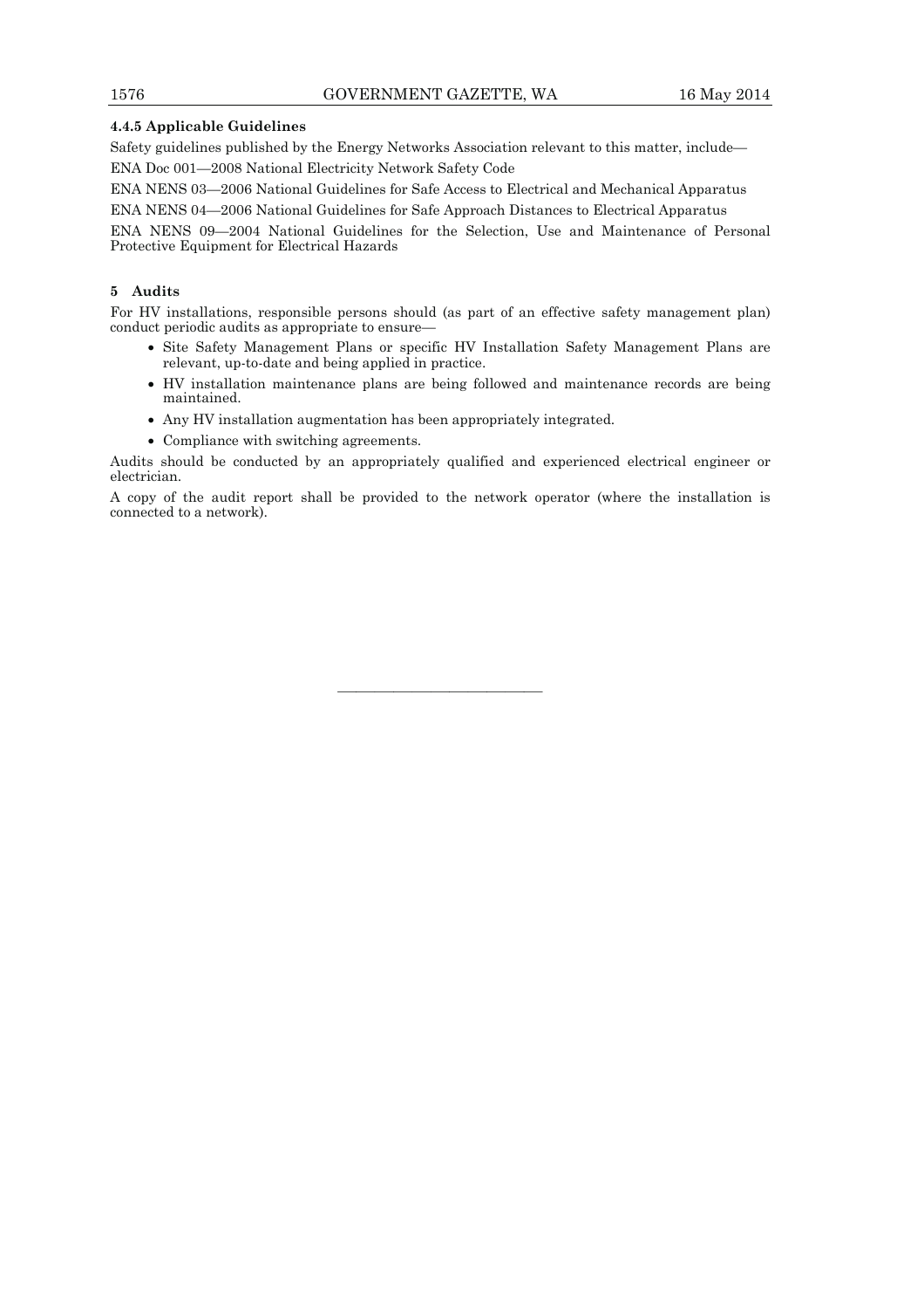#### 4.4.5 Applicable Guidelines

Safety guidelines published by the Energy Networks Association relevant to this matter, include—

ENA Doc 001—2008 National Electricity Network Safety Code

ENA NENS 03—2006 National Guidelines for Safe Access to Electrical and Mechanical Apparatus

ENA NENS 04—2006 National Guidelines for Safe Approach Distances to Electrical Apparatus

ENA NENS 09—2004 National Guidelines for the Selection, Use and Maintenance of Personal Protective Equipment for Electrical Hazards

### 5 Audits

For HV installations, responsible persons should (as part of an effective safety management plan) conduct periodic audits as appropriate to ensure—

- Site Safety Management Plans or specific HV Installation Safety Management Plans are relevant, up-to-date and being applied in practice.
- HV installation maintenance plans are being followed and maintenance records are being maintained.
- Any HV installation augmentation has been appropriately integrated.
- Compliance with switching agreements.

Audits should be conducted by an appropriately qualified and experienced electrical engineer or electrician.

A copy of the audit report shall be provided to the network operator (where the installation is connected to a network).

---